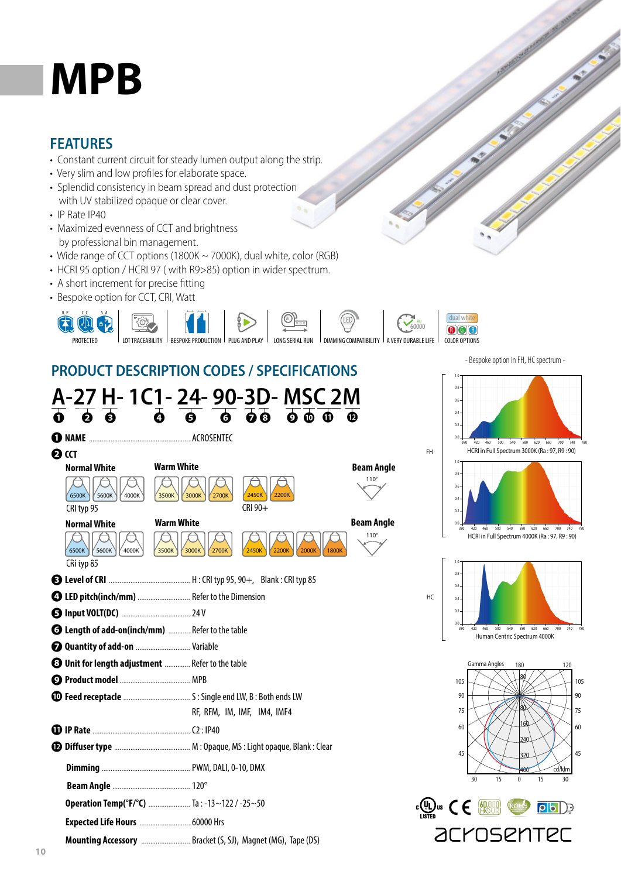# MPB

## FEATURES

- Constant current circuit for steady lumen output along the strip.
- Very slim and low profiles for elaborate space.
- Splendid consistency in beam spread and dust protection with UV stabilized opaque or clear cover.
- IP Rate IP40
- Maximized evenness of CCT and brightness by professional bin management.
- Wide range of CCT options (1800K ~ 7000K), dual white, color (RGB)
- HCRI 95 option / HCRI 97 ( with R9>85) option in wider spectrum.
- A short increment for precise fitting
- Bespoke option for CCT, CRI, Watt

PROTECTED | LOT TRACEABILITY | BESPOKE PRODUCTION | PLUG AND PLAY | LONG SERIAL RUN | DIMMING COMPATIBILITY | A VERY DURABLE LIFE | COLOR OPTIONS

## PRODUCT DESCRIPTION CODES / SPECIFICATIONS

**A-27 H- 1C1- 24- 90-3D- MSC 2M**

① ② ③ ④ ⑤ ⑥ ⑦⑧ ⑨ ⑩ ⑪ ⑫

**① NAME** ........ ACROSENTEC

**② CCT**

**Normal White:** 6500K, 5600K, 4000K — CRI typ 95
**Warm White:** 3500K, 3000K, 2700K; 2450K, 2200K — CRi 90+
**Beam Angle:** 110°

**Normal White:** 6500K, 5600K, 4000K — CRi typ 85
**Warm White:** 3500K, 3000K, 2700K, 2450K, 2200K, 2000K, 1800K
**Beam Angle:** 110°

**③ Level of CRI** ........ H : CRI typ 95, 90+, Blank : CRI typ 85

**④ LED pitch(inch/mm)** ........ Refer to the Dimension

**⑤ Input VOLT(DC)** ........ 24 V

**⑥ Length of add-on(inch/mm)** ........ Refer to the table

**⑦ Quantity of add-on** ........ Variable

**⑧ Unit for length adjustment** ........ Refer to the table

**⑨ Product model** ........ MPB

**⑩ Feed receptacle** ........ S : Single end LW, B : Both ends LW
RF, RFM, IM, IMF, IM4, IMF4

**⑪ IP Rate** ........ C2 : IP40

**⑫ Diffuser type** ........ M : Opaque, MS : Light opaque, Blank : Clear

**Dimming** ........ PWM, DALI, 0-10, DMX

**Beam Angle** ........ 120°

**Operation Temp(°F/°C)** ........ Ta : -13~122 / -25~50

**Expected Life Hours** ........ 60000 Hrs

**Mounting Accessory** ........ Bracket (S, SJ), Magnet (MG), Tape (DS)

- Bespoke option in FH, HC spectrum -

FH

HCRI in Full Spectrum 3000K (Ra : 97, R9 : 90)

HCRI in Full Spectrum 4000K (Ra : 97, R9 : 90)

HC

Human Centric Spectrum 4000K

Gamma Angles

acrosentec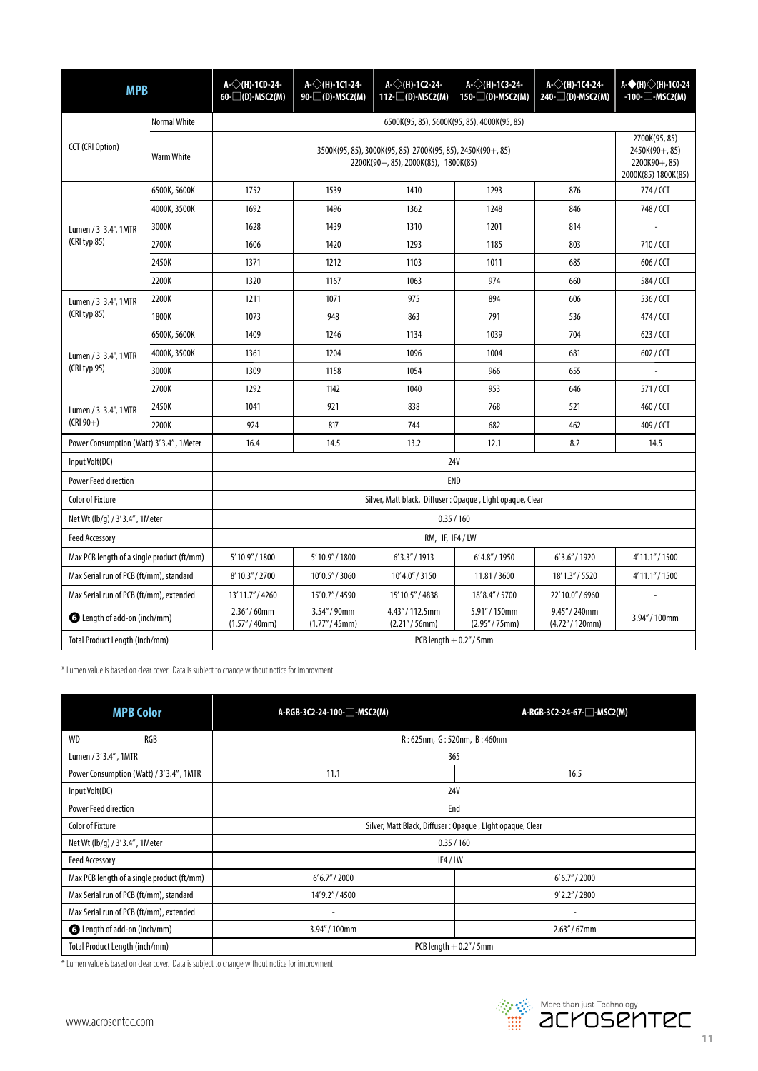| MPB | | A-◇(H)-1C0-24-60-□(D)-MSC2(M) | A-◇(H)-1C1-24-90-□(D)-MSC2(M) | A-◇(H)-1C2-24-112-□(D)-MSC2(M) | A-◇(H)-1C3-24-150-□(D)-MSC2(M) | A-◇(H)-1C4-24-240-□(D)-MSC2(M) | A-◆(H)◇(H)-1C0-24-100-□-MSC2(M) |
|---|---|---|---|---|---|---|---|
| CCT (CRI Option) | Normal White | 6500K(95, 85), 5600K(95, 85), 4000K(95, 85) | | | | | |
| | Warm White | 3500K(95, 85), 3000K(95, 85) 2700K(95, 85), 2450K(90+, 85) 2200K(90+, 85), 2000K(85), 1800K(85) | | | | | 2700K(95, 85) 2450K(90+, 85) 2200K90+, 85) 2000K(85) 1800K(85) |
| Lumen / 3' 3.4", 1MTR (CRI typ 85) | 6500K, 5600K | 1752 | 1539 | 1410 | 1293 | 876 | 774 / CCT |
| | 4000K, 3500K | 1692 | 1496 | 1362 | 1248 | 846 | 748 / CCT |
| | 3000K | 1628 | 1439 | 1310 | 1201 | 814 | - |
| | 2700K | 1606 | 1420 | 1293 | 1185 | 803 | 710 / CCT |
| | 2450K | 1371 | 1212 | 1103 | 1011 | 685 | 606 / CCT |
| | 2200K | 1320 | 1167 | 1063 | 974 | 660 | 584 / CCT |
| Lumen / 3' 3.4", 1MTR (CRI typ 85) | 2200K | 1211 | 1071 | 975 | 894 | 606 | 536 / CCT |
| | 1800K | 1073 | 948 | 863 | 791 | 536 | 474 / CCT |
| Lumen / 3' 3.4", 1MTR (CRI typ 95) | 6500K, 5600K | 1409 | 1246 | 1134 | 1039 | 704 | 623 / CCT |
| | 4000K, 3500K | 1361 | 1204 | 1096 | 1004 | 681 | 602 / CCT |
| | 3000K | 1309 | 1158 | 1054 | 966 | 655 | - |
| | 2700K | 1292 | 1142 | 1040 | 953 | 646 | 571 / CCT |
| Lumen / 3' 3.4", 1MTR (CRI 90+) | 2450K | 1041 | 921 | 838 | 768 | 521 | 460 / CCT |
| | 2200K | 924 | 817 | 744 | 682 | 462 | 409 / CCT |
| Power Consumption (Watt) 3'3.4", 1Meter | | 16.4 | 14.5 | 13.2 | 12.1 | 8.2 | 14.5 |
| Input Volt(DC) | | 24V | | | | | |
| Power Feed direction | | END | | | | | |
| Color of Fixture | | Silver, Matt black, Diffuser : Opaque , LIght opaque, Clear | | | | | |
| Net Wt (lb/g) / 3'3.4", 1Meter | | 0.35 / 160 | | | | | |
| Feed Accessory | | RM, IF, IF4 / LW | | | | | |
| Max PCB length of a single product (ft/mm) | | 5' 10.9" / 1800 | 5' 10.9" / 1800 | 6' 3.3" / 1913 | 6' 4.8" / 1950 | 6' 3.6" / 1920 | 4' 11.1" / 1500 |
| Max Serial run of PCB (ft/mm), standard | | 8' 10.3" / 2700 | 10' 0.5" / 3060 | 10' 4.0" / 3150 | 11.81 / 3600 | 18' 1.3" / 5520 | 4' 11.1" / 1500 |
| Max Serial run of PCB (ft/mm), extended | | 13' 11.7" / 4260 | 15' 0.7" / 4590 | 15' 10.5" / 4838 | 18' 8.4" / 5700 | 22' 10.0" / 6960 | - |
| ❻ Length of add-on (inch/mm) | | 2.36" / 60mm (1.57" / 40mm) | 3.54" / 90mm (1.77" / 45mm) | 4.43" / 112.5mm (2.21" / 56mm) | 5.91" / 150mm (2.95" / 75mm) | 9.45" / 240mm (4.72" / 120mm) | 3.94" / 100mm |
| Total Product Length (inch/mm) | | PCB length + 0.2" / 5mm | | | | | |

* Lumen value is based on clear cover. Data is subject to change without notice for improvment

| MPB Color | | A-RGB-3C2-24-100-□-MSC2(M) | A-RGB-3C2-24-67-□-MSC2(M) |
|---|---|---|---|
| WD | RGB | R : 625nm, G : 520nm, B : 460nm | |
| Lumen / 3' 3.4", 1MTR | | 365 | |
| Power Consumption (Watt) / 3' 3.4", 1MTR | | 11.1 | 16.5 |
| Input Volt(DC) | | 24V | |
| Power Feed direction | | End | |
| Color of Fixture | | Silver, Matt Black, Diffuser : Opaque , LIght opaque, Clear | |
| Net Wt (lb/g) / 3' 3.4", 1Meter | | 0.35 / 160 | |
| Feed Accessory | | IF4 / LW | |
| Max PCB length of a single product (ft/mm) | | 6' 6.7" / 2000 | 6' 6.7" / 2000 |
| Max Serial run of PCB (ft/mm), standard | | 14' 9.2" / 4500 | 9' 2.2" / 2800 |
| Max Serial run of PCB (ft/mm), extended | | - | - |
| ❻ Length of add-on (inch/mm) | | 3.94" / 100mm | 2.63" / 67mm |
| Total Product Length (inch/mm) | | PCB length + 0.2" / 5mm | |

* Lumen value is based on clear cover. Data is subject to change without notice for improvment

www.acrosentec.com

More than just Technology
acrosentec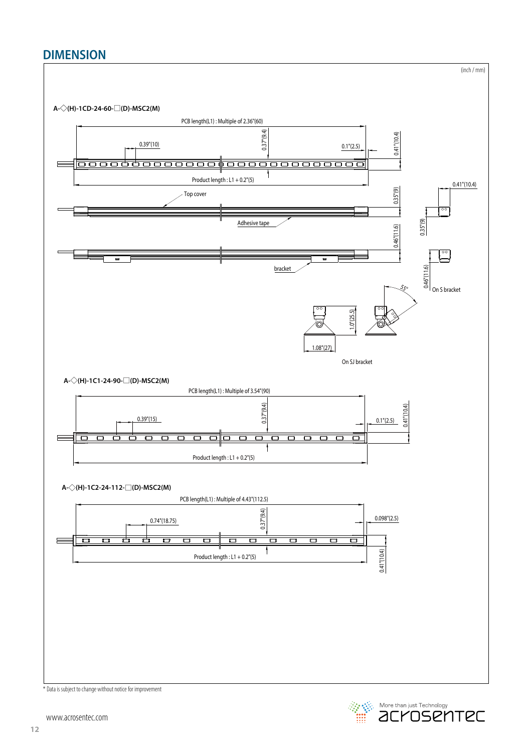## DIMENSION

(inch / mm)

**A-◇(H)-1CD-24-60-□(D)-MSC2(M)**

PCB length(L1) : Multiple of 2.36"(60)

0.39"(10)

0.37"(9.4)

0.1"(2.5)

0.41"(10.4)

Product length : L1 + 0.2"(5)

Top cover

0.35"(9)

0.41"(10.4)

Adhesive tape

0.35"(9)

0.46"(11.6)

bracket

0.46"(11.6)

On S bracket

55°

1.0"(25.5)

1.08"(27)

On SJ bracket

**A-◇(H)-1C1-24-90-□(D)-MSC2(M)**

PCB length(L1) : Multiple of 3.54"(90)

0.39"(15)

0.37"(9.4)

0.1"(2.5)

0.41"(10.4)

Product length : L1 + 0.2"(5)

**A-◇(H)-1C2-24-112-□(D)-MSC2(M)**

PCB length(L1) : Multiple of 4.43"(112.5)

0.74"(18.75)

0.37"(9.4)

0.098"(2.5)

Product length : L1 + 0.2"(5)

0.41"(10.4)

* Data is subject to change without notice for improvement

www.acrosentec.com

More than just Technology
acrosentec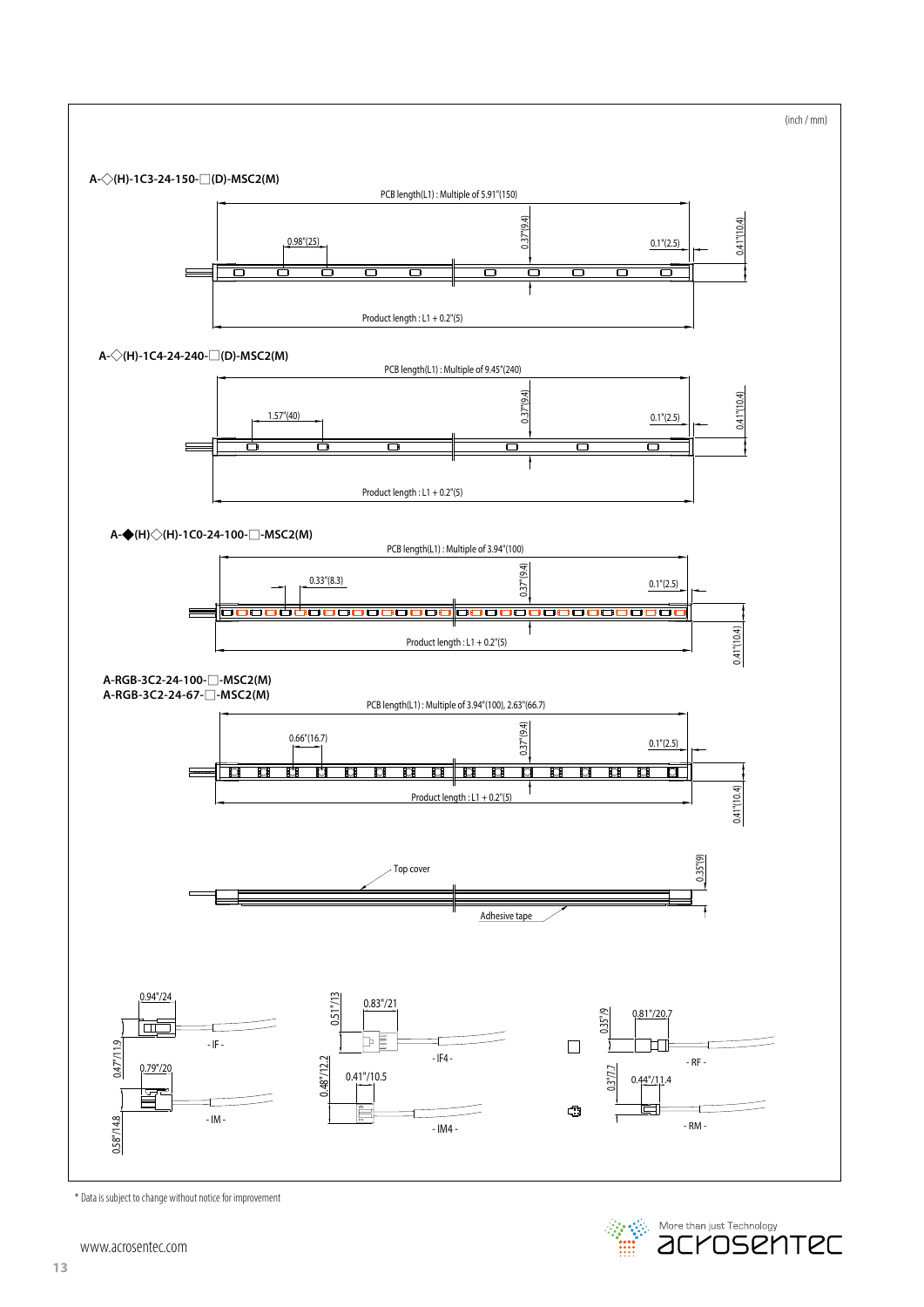(inch / mm)

**A-◇(H)-1C3-24-150-□(D)-MSC2(M)**

PCB length(L1) : Multiple of 5.91"(150)

0.98"(25)

0.37"(9.4)

0.1"(2.5)

0.41"(10.4)

Product length : L1 + 0.2"(5)

**A-◇(H)-1C4-24-240-□(D)-MSC2(M)**

PCB length(L1) : Multiple of 9.45"(240)

1.57"(40)

0.37"(9.4)

0.1"(2.5)

0.41"(10.4)

Product length : L1 + 0.2"(5)

**A-◆(H)◇(H)-1C0-24-100-□-MSC2(M)**

PCB length(L1) : Multiple of 3.94"(100)

0.33"(8.3)

0.37"(9.4)

0.1"(2.5)

Product length : L1 + 0.2"(5)

0.41"(10.4)

**A-RGB-3C2-24-100-□-MSC2(M)**
**A-RGB-3C2-24-67-□-MSC2(M)**

PCB length(L1) : Multiple of 3.94"(100), 2.63"(66.7)

0.66"(16.7)

0.37"(9.4)

0.1"(2.5)

Product length : L1 + 0.2"(5)

0.41"(10.4)

Top cover

0.35"(9)

Adhesive tape

0.94"/24

0.47"/11.9

- IF -

0.79"/20

0.58"/14.8

- IM -

0.51"/13

0.83"/21

- IF4 -

0.48"/12.2

0.41"/10.5

- IM4 -

0.35"/9

0.81"/20.7

- RF -

0.3"/7.7

0.44"/11.4

- RM -

\* Data is subject to change without notice for improvement

www.acrosentec.com